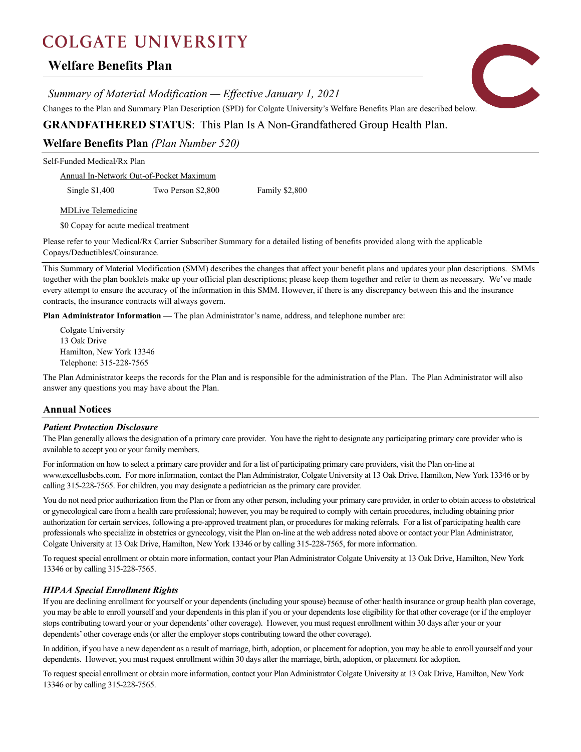# COLGATE UNIVERSITY

## Welfare Benefits Plan

*Summary of Material Modification — Effective January 1, 2021*

Changes to the Plan and Summary Plan Description (SPD) for Colgate University's Welfare Benefits Plan are described below.

## GRANDFATHERED STATUS: This Plan Is A Non-Grandfathered Group Health Plan.

## Welfare Benefits Plan *(Plan Number 520)*

Self-Funded Medical/Rx Plan

Annual In-Network Out-of-Pocket Maximum

| Single $1,400 | Two Person $2,800 | Family $2,800 |
|---|---|---|

MDLive Telemedicine

$0 Copay for acute medical treatment

Please refer to your Medical/Rx Carrier Subscriber Summary for a detailed listing of benefits provided along with the applicable Copays/Deductibles/Coinsurance.

This Summary of Material Modification (SMM) describes the changes that affect your benefit plans and updates your plan descriptions. SMMs together with the plan booklets make up your official plan descriptions; please keep them together and refer to them as necessary. We've made every attempt to ensure the accuracy of the information in this SMM. However, if there is any discrepancy between this and the insurance contracts, the insurance contracts will always govern.

**Plan Administrator Information —** The plan Administrator's name, address, and telephone number are:

Colgate University
13 Oak Drive
Hamilton, New York 13346
Telephone: 315-228-7565

The Plan Administrator keeps the records for the Plan and is responsible for the administration of the Plan. The Plan Administrator will also answer any questions you may have about the Plan.

## Annual Notices

### *Patient Protection Disclosure*

The Plan generally allows the designation of a primary care provider. You have the right to designate any participating primary care provider who is available to accept you or your family members.

For information on how to select a primary care provider and for a list of participating primary care providers, visit the Plan on-line at www.excellusbcbs.com. For more information, contact the Plan Administrator, Colgate University at 13 Oak Drive, Hamilton, New York 13346 or by calling 315-228-7565. For children, you may designate a pediatrician as the primary care provider.

You do not need prior authorization from the Plan or from any other person, including your primary care provider, in order to obtain access to obstetrical or gynecological care from a health care professional; however, you may be required to comply with certain procedures, including obtaining prior authorization for certain services, following a pre-approved treatment plan, or procedures for making referrals. For a list of participating health care professionals who specialize in obstetrics or gynecology, visit the Plan on-line at the web address noted above or contact your Plan Administrator, Colgate University at 13 Oak Drive, Hamilton, New York 13346 or by calling 315-228-7565, for more information.

To request special enrollment or obtain more information, contact your Plan Administrator Colgate University at 13 Oak Drive, Hamilton, New York 13346 or by calling 315-228-7565.

### *HIPAA Special Enrollment Rights*

If you are declining enrollment for yourself or your dependents (including your spouse) because of other health insurance or group health plan coverage, you may be able to enroll yourself and your dependents in this plan if you or your dependents lose eligibility for that other coverage (or if the employer stops contributing toward your or your dependents' other coverage). However, you must request enrollment within 30 days after your or your dependents' other coverage ends (or after the employer stops contributing toward the other coverage).

In addition, if you have a new dependent as a result of marriage, birth, adoption, or placement for adoption, you may be able to enroll yourself and your dependents. However, you must request enrollment within 30 days after the marriage, birth, adoption, or placement for adoption.

To request special enrollment or obtain more information, contact your Plan Administrator Colgate University at 13 Oak Drive, Hamilton, New York 13346 or by calling 315-228-7565.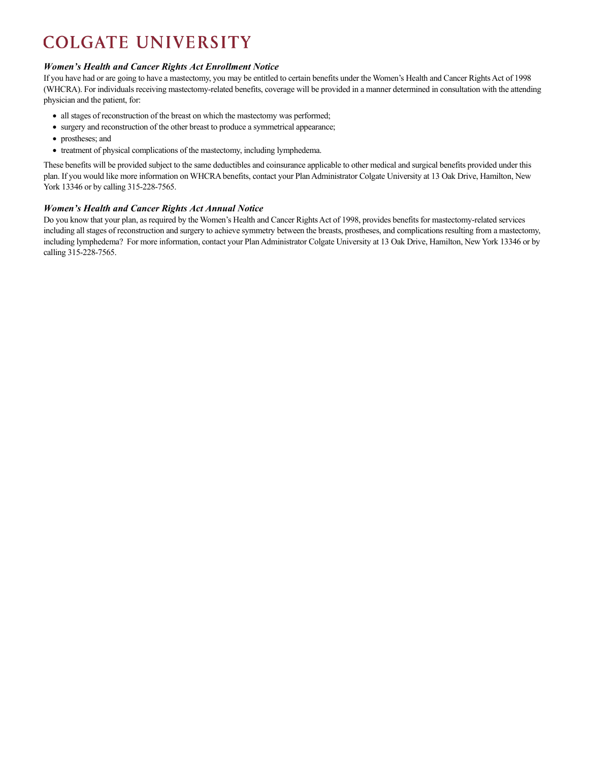# COLGATE UNIVERSITY

### *Women's Health and Cancer Rights Act Enrollment Notice*

If you have had or are going to have a mastectomy, you may be entitled to certain benefits under the Women's Health and Cancer Rights Act of 1998 (WHCRA). For individuals receiving mastectomy-related benefits, coverage will be provided in a manner determined in consultation with the attending physician and the patient, for:

- all stages of reconstruction of the breast on which the mastectomy was performed;
- surgery and reconstruction of the other breast to produce a symmetrical appearance;
- prostheses; and
- treatment of physical complications of the mastectomy, including lymphedema.

These benefits will be provided subject to the same deductibles and coinsurance applicable to other medical and surgical benefits provided under this plan. If you would like more information on WHCRA benefits, contact your Plan Administrator Colgate University at 13 Oak Drive, Hamilton, New York 13346 or by calling 315-228-7565.

### *Women's Health and Cancer Rights Act Annual Notice*

Do you know that your plan, as required by the Women's Health and Cancer Rights Act of 1998, provides benefits for mastectomy-related services including all stages of reconstruction and surgery to achieve symmetry between the breasts, prostheses, and complications resulting from a mastectomy, including lymphedema? For more information, contact your Plan Administrator Colgate University at 13 Oak Drive, Hamilton, New York 13346 or by calling 315-228-7565.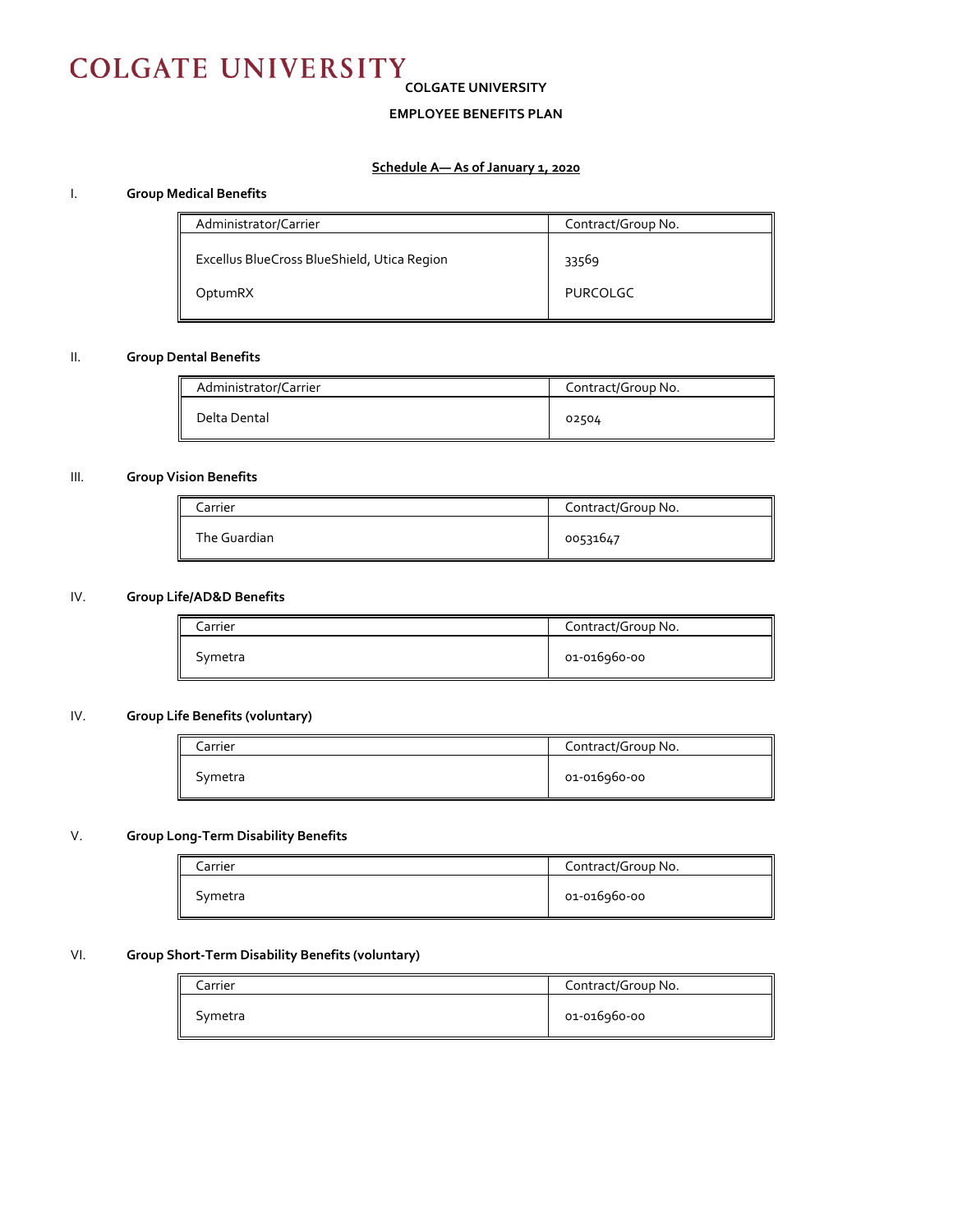# COLGATE UNIVERSITY

**COLGATE UNIVERSITY**

**EMPLOYEE BENEFITS PLAN**

**Schedule A— As of January 1, 2020**

## I. Group Medical Benefits

| Administrator/Carrier | Contract/Group No. |
|---|---|
| Excellus BlueCross BlueShield, Utica Region | 33569 |
| OptumRX | PURCOLGC |

## II. Group Dental Benefits

| Administrator/Carrier | Contract/Group No. |
|---|---|
| Delta Dental | 02504 |

## III. Group Vision Benefits

| Carrier | Contract/Group No. |
|---|---|
| The Guardian | 00531647 |

## IV. Group Life/AD&D Benefits

| Carrier | Contract/Group No. |
|---|---|
| Symetra | 01-016960-00 |

## IV. Group Life Benefits (voluntary)

| Carrier | Contract/Group No. |
|---|---|
| Symetra | 01-016960-00 |

## V. Group Long-Term Disability Benefits

| Carrier | Contract/Group No. |
|---|---|
| Symetra | 01-016960-00 |

## VI. Group Short-Term Disability Benefits (voluntary)

| Carrier | Contract/Group No. |
|---|---|
| Symetra | 01-016960-00 |